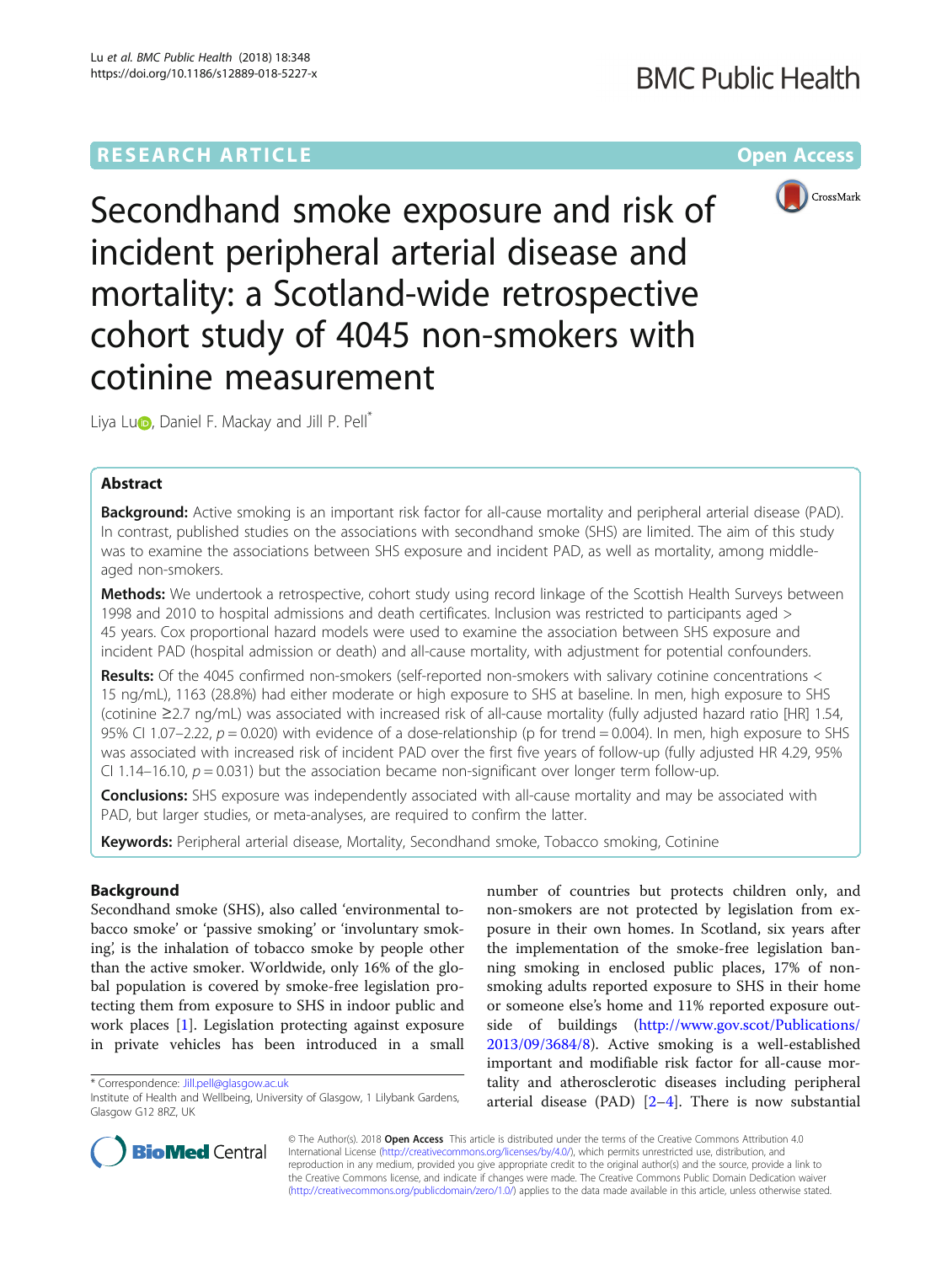RESEARCH ARTICLE

Open Access

# Secondhand smoke exposure and risk of incident peripheral arterial disease and mortality: a Scotland-wide retrospective cohort study of 4045 non-smokers with cotinine measurement

Liya Lu, Daniel F. Mackay and Jill P. Pell*

## Abstract

**Background:** Active smoking is an important risk factor for all-cause mortality and peripheral arterial disease (PAD). In contrast, published studies on the associations with secondhand smoke (SHS) are limited. The aim of this study was to examine the associations between SHS exposure and incident PAD, as well as mortality, among middle-aged non-smokers.

**Methods:** We undertook a retrospective, cohort study using record linkage of the Scottish Health Surveys between 1998 and 2010 to hospital admissions and death certificates. Inclusion was restricted to participants aged > 45 years. Cox proportional hazard models were used to examine the association between SHS exposure and incident PAD (hospital admission or death) and all-cause mortality, with adjustment for potential confounders.

**Results:** Of the 4045 confirmed non-smokers (self-reported non-smokers with salivary cotinine concentrations < 15 ng/mL), 1163 (28.8%) had either moderate or high exposure to SHS at baseline. In men, high exposure to SHS (cotinine ≥2.7 ng/mL) was associated with increased risk of all-cause mortality (fully adjusted hazard ratio [HR] 1.54, 95% CI 1.07–2.22, $p = 0.020$) with evidence of a dose-relationship (p for trend = 0.004). In men, high exposure to SHS was associated with increased risk of incident PAD over the first five years of follow-up (fully adjusted HR 4.29, 95% CI 1.14–16.10, $p = 0.031$) but the association became non-significant over longer term follow-up.

**Conclusions:** SHS exposure was independently associated with all-cause mortality and may be associated with PAD, but larger studies, or meta-analyses, are required to confirm the latter.

**Keywords:** Peripheral arterial disease, Mortality, Secondhand smoke, Tobacco smoking, Cotinine

## Background

Secondhand smoke (SHS), also called 'environmental tobacco smoke' or 'passive smoking' or 'involuntary smoking', is the inhalation of tobacco smoke by people other than the active smoker. Worldwide, only 16% of the global population is covered by smoke-free legislation protecting them from exposure to SHS in indoor public and work places [1]. Legislation protecting against exposure in private vehicles has been introduced in a small number of countries but protects children only, and non-smokers are not protected by legislation from exposure in their own homes. In Scotland, six years after the implementation of the smoke-free legislation banning smoking in enclosed public places, 17% of non-smoking adults reported exposure to SHS in their home or someone else's home and 11% reported exposure outside of buildings (http://www.gov.scot/Publications/2013/09/3684/8). Active smoking is a well-established important and modifiable risk factor for all-cause mortality and atherosclerotic diseases including peripheral arterial disease (PAD) [2–4]. There is now substantial

* Correspondence: Jill.pell@glasgow.ac.uk
Institute of Health and Wellbeing, University of Glasgow, 1 Lilybank Gardens, Glasgow G12 8RZ, UK

© The Author(s). 2018 **Open Access** This article is distributed under the terms of the Creative Commons Attribution 4.0 International License (http://creativecommons.org/licenses/by/4.0/), which permits unrestricted use, distribution, and reproduction in any medium, provided you give appropriate credit to the original author(s) and the source, provide a link to the Creative Commons license, and indicate if changes were made. The Creative Commons Public Domain Dedication waiver (http://creativecommons.org/publicdomain/zero/1.0/) applies to the data made available in this article, unless otherwise stated.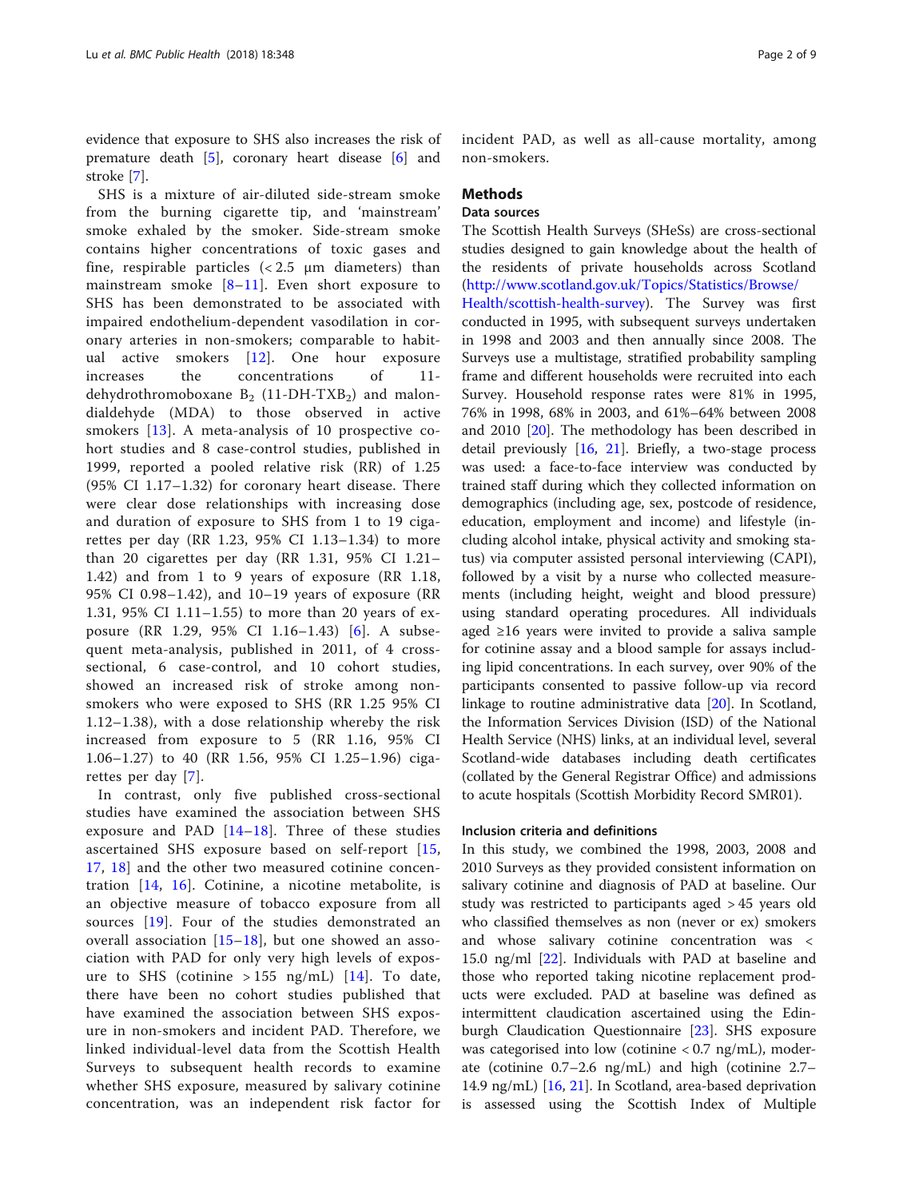evidence that exposure to SHS also increases the risk of premature death [5], coronary heart disease [6] and stroke [7].

SHS is a mixture of air-diluted side-stream smoke from the burning cigarette tip, and 'mainstream' smoke exhaled by the smoker. Side-stream smoke contains higher concentrations of toxic gases and fine, respirable particles (< 2.5 μm diameters) than mainstream smoke [8–11]. Even short exposure to SHS has been demonstrated to be associated with impaired endothelium-dependent vasodilation in coronary arteries in non-smokers; comparable to habitual active smokers [12]. One hour exposure increases the concentrations of 11-dehydrothromoboxane $B_2$ (11-DH-$TXB_2$) and malondialdehyde (MDA) to those observed in active smokers [13]. A meta-analysis of 10 prospective cohort studies and 8 case-control studies, published in 1999, reported a pooled relative risk (RR) of 1.25 (95% CI 1.17–1.32) for coronary heart disease. There were clear dose relationships with increasing dose and duration of exposure to SHS from 1 to 19 cigarettes per day (RR 1.23, 95% CI 1.13–1.34) to more than 20 cigarettes per day (RR 1.31, 95% CI 1.21–1.42) and from 1 to 9 years of exposure (RR 1.18, 95% CI 0.98–1.42), and 10–19 years of exposure (RR 1.31, 95% CI 1.11–1.55) to more than 20 years of exposure (RR 1.29, 95% CI 1.16–1.43) [6]. A subsequent meta-analysis, published in 2011, of 4 cross-sectional, 6 case-control, and 10 cohort studies, showed an increased risk of stroke among non-smokers who were exposed to SHS (RR 1.25 95% CI 1.12–1.38), with a dose relationship whereby the risk increased from exposure to 5 (RR 1.16, 95% CI 1.06–1.27) to 40 (RR 1.56, 95% CI 1.25–1.96) cigarettes per day [7].

In contrast, only five published cross-sectional studies have examined the association between SHS exposure and PAD [14–18]. Three of these studies ascertained SHS exposure based on self-report [15, 17, 18] and the other two measured cotinine concentration [14, 16]. Cotinine, a nicotine metabolite, is an objective measure of tobacco exposure from all sources [19]. Four of the studies demonstrated an overall association [15–18], but one showed an association with PAD for only very high levels of exposure to SHS (cotinine > 155 ng/mL) [14]. To date, there have been no cohort studies published that have examined the association between SHS exposure in non-smokers and incident PAD. Therefore, we linked individual-level data from the Scottish Health Surveys to subsequent health records to examine whether SHS exposure, measured by salivary cotinine concentration, was an independent risk factor for incident PAD, as well as all-cause mortality, among non-smokers.

## Methods

### Data sources

The Scottish Health Surveys (SHeSs) are cross-sectional studies designed to gain knowledge about the health of the residents of private households across Scotland (http://www.scotland.gov.uk/Topics/Statistics/Browse/Health/scottish-health-survey). The Survey was first conducted in 1995, with subsequent surveys undertaken in 1998 and 2003 and then annually since 2008. The Surveys use a multistage, stratified probability sampling frame and different households were recruited into each Survey. Household response rates were 81% in 1995, 76% in 1998, 68% in 2003, and 61%–64% between 2008 and 2010 [20]. The methodology has been described in detail previously [16, 21]. Briefly, a two-stage process was used: a face-to-face interview was conducted by trained staff during which they collected information on demographics (including age, sex, postcode of residence, education, employment and income) and lifestyle (including alcohol intake, physical activity and smoking status) via computer assisted personal interviewing (CAPI), followed by a visit by a nurse who collected measurements (including height, weight and blood pressure) using standard operating procedures. All individuals aged ≥16 years were invited to provide a saliva sample for cotinine assay and a blood sample for assays including lipid concentrations. In each survey, over 90% of the participants consented to passive follow-up via record linkage to routine administrative data [20]. In Scotland, the Information Services Division (ISD) of the National Health Service (NHS) links, at an individual level, several Scotland-wide databases including death certificates (collated by the General Registrar Office) and admissions to acute hospitals (Scottish Morbidity Record SMR01).

### Inclusion criteria and definitions

In this study, we combined the 1998, 2003, 2008 and 2010 Surveys as they provided consistent information on salivary cotinine and diagnosis of PAD at baseline. Our study was restricted to participants aged > 45 years old who classified themselves as non (never or ex) smokers and whose salivary cotinine concentration was < 15.0 ng/ml [22]. Individuals with PAD at baseline and those who reported taking nicotine replacement products were excluded. PAD at baseline was defined as intermittent claudication ascertained using the Edinburgh Claudication Questionnaire [23]. SHS exposure was categorised into low (cotinine < 0.7 ng/mL), moderate (cotinine 0.7–2.6 ng/mL) and high (cotinine 2.7–14.9 ng/mL) [16, 21]. In Scotland, area-based deprivation is assessed using the Scottish Index of Multiple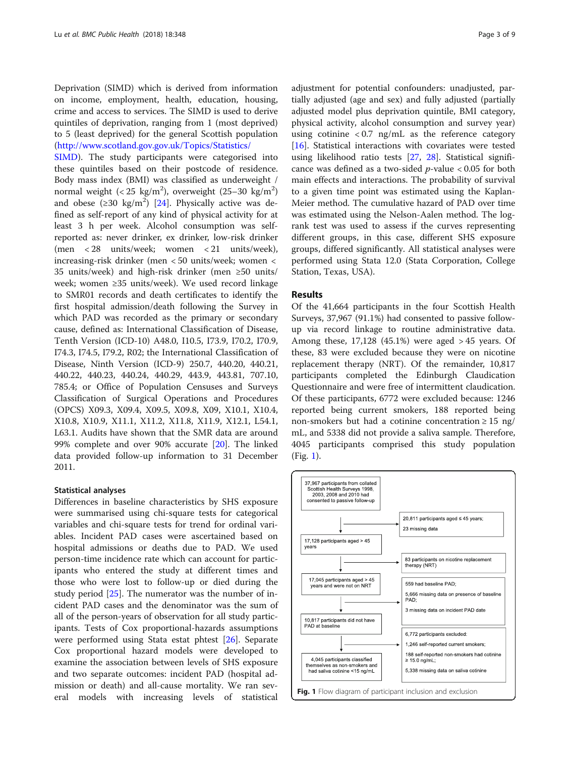Deprivation (SIMD) which is derived from information on income, employment, health, education, housing, crime and access to services. The SIMD is used to derive quintiles of deprivation, ranging from 1 (most deprived) to 5 (least deprived) for the general Scottish population (http://www.scotland.gov.gov.uk/Topics/Statistics/SIMD). The study participants were categorised into these quintiles based on their postcode of residence. Body mass index (BMI) was classified as underweight / normal weight (< 25 kg/m$^2$), overweight (25–30 kg/m$^2$) and obese (≥30 kg/m$^2$) [24]. Physically active was defined as self-report of any kind of physical activity for at least 3 h per week. Alcohol consumption was self-reported as: never drinker, ex drinker, low-risk drinker (men < 28 units/week; women < 21 units/week), increasing-risk drinker (men < 50 units/week; women < 35 units/week) and high-risk drinker (men ≥50 units/week; women ≥35 units/week). We used record linkage to SMR01 records and death certificates to identify the first hospital admission/death following the Survey in which PAD was recorded as the primary or secondary cause, defined as: International Classification of Disease, Tenth Version (ICD-10) A48.0, I10.5, I73.9, I70.2, I70.9, I74.3, I74.5, I79.2, R02; the International Classification of Disease, Ninth Version (ICD-9) 250.7, 440.20, 440.21, 440.22, 440.23, 440.24, 440.29, 443.9, 443.81, 707.10, 785.4; or Office of Population Censuses and Surveys Classification of Surgical Operations and Procedures (OPCS) X09.3, X09.4, X09.5, X09.8, X09, X10.1, X10.4, X10.8, X10.9, X11.1, X11.2, X11.8, X11.9, X12.1, L54.1, L63.1. Audits have shown that the SMR data are around 99% complete and over 90% accurate [20]. The linked data provided follow-up information to 31 December 2011.

### Statistical analyses

Differences in baseline characteristics by SHS exposure were summarised using chi-square tests for categorical variables and chi-square tests for trend for ordinal variables. Incident PAD cases were ascertained based on hospital admissions or deaths due to PAD. We used person-time incidence rate which can account for participants who entered the study at different times and those who were lost to follow-up or died during the study period [25]. The numerator was the number of incident PAD cases and the denominator was the sum of all of the person-years of observation for all study participants. Tests of Cox proportional-hazards assumptions were performed using Stata estat phtest [26]. Separate Cox proportional hazard models were developed to examine the association between levels of SHS exposure and two separate outcomes: incident PAD (hospital admission or death) and all-cause mortality. We ran several models with increasing levels of statistical adjustment for potential confounders: unadjusted, partially adjusted (age and sex) and fully adjusted (partially adjusted model plus deprivation quintile, BMI category, physical activity, alcohol consumption and survey year) using cotinine < 0.7 ng/mL as the reference category [16]. Statistical interactions with covariates were tested using likelihood ratio tests [27, 28]. Statistical significance was defined as a two-sided $p$-value < 0.05 for both main effects and interactions. The probability of survival to a given time point was estimated using the Kaplan-Meier method. The cumulative hazard of PAD over time was estimated using the Nelson-Aalen method. The log-rank test was used to assess if the curves representing different groups, in this case, different SHS exposure groups, differed significantly. All statistical analyses were performed using Stata 12.0 (Stata Corporation, College Station, Texas, USA).

## Results

Of the 41,664 participants in the four Scottish Health Surveys, 37,967 (91.1%) had consented to passive follow-up via record linkage to routine administrative data. Among these, 17,128 (45.1%) were aged > 45 years. Of these, 83 were excluded because they were on nicotine replacement therapy (NRT). Of the remainder, 10,817 participants completed the Edinburgh Claudication Questionnaire and were free of intermittent claudication. Of these participants, 6772 were excluded because: 1246 reported being current smokers, 188 reported being non-smokers but had a cotinine concentration ≥ 15 ng/mL, and 5338 did not provide a saliva sample. Therefore, 4045 participants comprised this study population (Fig. 1).

37,967 participants from collated Scottish Health Surveys 1998, 2003, 2008 and 2010 had consented to passive follow-up

20,811 participants aged ≤ 45 years;
23 missing data

17,128 participants aged > 45 years

83 participants on nicotine replacement therapy (NRT)

17,045 participants aged > 45 years and were not on NRT

559 had baseline PAD;
5,666 missing data on presence of baseline PAD;
3 missing data on incident PAD date

10,817 participants did not have PAD at baseline

6,772 participants excluded:
1,246 self-reported current smokers;
188 self-reported non-smokers had cotinine ≥ 15.0 ng/mL;
5,338 missing data on saliva cotinine

4,045 participants classified themselves as non-smokers and had saliva cotinine <15 ng/mL

**Fig. 1** Flow diagram of participant inclusion and exclusion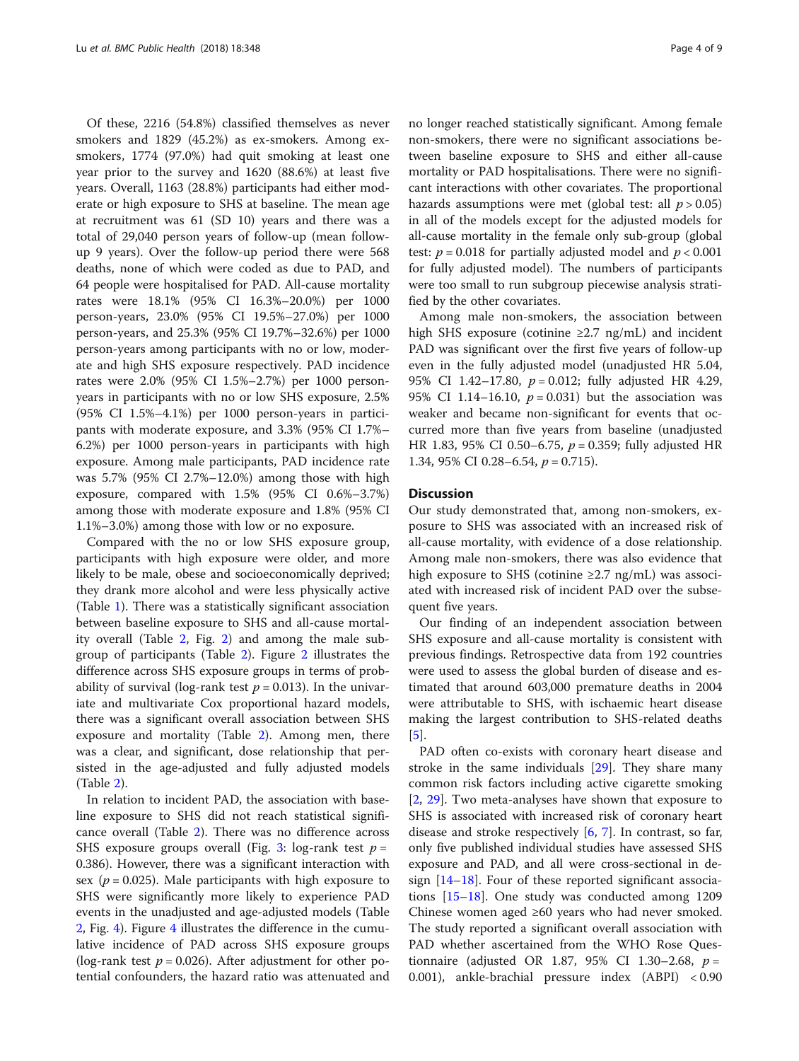Of these, 2216 (54.8%) classified themselves as never smokers and 1829 (45.2%) as ex-smokers. Among ex-smokers, 1774 (97.0%) had quit smoking at least one year prior to the survey and 1620 (88.6%) at least five years. Overall, 1163 (28.8%) participants had either moderate or high exposure to SHS at baseline. The mean age at recruitment was 61 (SD 10) years and there was a total of 29,040 person years of follow-up (mean follow-up 9 years). Over the follow-up period there were 568 deaths, none of which were coded as due to PAD, and 64 people were hospitalised for PAD. All-cause mortality rates were 18.1% (95% CI 16.3%–20.0%) per 1000 person-years, 23.0% (95% CI 19.5%–27.0%) per 1000 person-years, and 25.3% (95% CI 19.7%–32.6%) per 1000 person-years among participants with no or low, moderate and high SHS exposure respectively. PAD incidence rates were 2.0% (95% CI 1.5%–2.7%) per 1000 person-years in participants with no or low SHS exposure, 2.5% (95% CI 1.5%–4.1%) per 1000 person-years in participants with moderate exposure, and 3.3% (95% CI 1.7%–6.2%) per 1000 person-years in participants with high exposure. Among male participants, PAD incidence rate was 5.7% (95% CI 2.7%–12.0%) among those with high exposure, compared with 1.5% (95% CI 0.6%–3.7%) among those with moderate exposure and 1.8% (95% CI 1.1%–3.0%) among those with low or no exposure.

Compared with the no or low SHS exposure group, participants with high exposure were older, and more likely to be male, obese and socioeconomically deprived; they drank more alcohol and were less physically active (Table 1). There was a statistically significant association between baseline exposure to SHS and all-cause mortality overall (Table 2, Fig. 2) and among the male subgroup of participants (Table 2). Figure 2 illustrates the difference across SHS exposure groups in terms of probability of survival (log-rank test $p = 0.013$). In the univariate and multivariate Cox proportional hazard models, there was a significant overall association between SHS exposure and mortality (Table 2). Among men, there was a clear, and significant, dose relationship that persisted in the age-adjusted and fully adjusted models (Table 2).

In relation to incident PAD, the association with baseline exposure to SHS did not reach statistical significance overall (Table 2). There was no difference across SHS exposure groups overall (Fig. 3: log-rank test $p = 0.386$). However, there was a significant interaction with sex ($p = 0.025$). Male participants with high exposure to SHS were significantly more likely to experience PAD events in the unadjusted and age-adjusted models (Table 2, Fig. 4). Figure 4 illustrates the difference in the cumulative incidence of PAD across SHS exposure groups (log-rank test $p = 0.026$). After adjustment for other potential confounders, the hazard ratio was attenuated and no longer reached statistically significant. Among female non-smokers, there were no significant associations between baseline exposure to SHS and either all-cause mortality or PAD hospitalisations. There were no significant interactions with other covariates. The proportional hazards assumptions were met (global test: all $p > 0.05$) in all of the models except for the adjusted models for all-cause mortality in the female only sub-group (global test: $p = 0.018$ for partially adjusted model and $p < 0.001$ for fully adjusted model). The numbers of participants were too small to run subgroup piecewise analysis stratified by the other covariates.

Among male non-smokers, the association between high SHS exposure (cotinine ≥2.7 ng/mL) and incident PAD was significant over the first five years of follow-up even in the fully adjusted model (unadjusted HR 5.04, 95% CI 1.42–17.80, $p = 0.012$; fully adjusted HR 4.29, 95% CI 1.14–16.10, $p = 0.031$) but the association was weaker and became non-significant for events that occurred more than five years from baseline (unadjusted HR 1.83, 95% CI 0.50–6.75, $p = 0.359$; fully adjusted HR 1.34, 95% CI 0.28–6.54, $p = 0.715$).

## Discussion

Our study demonstrated that, among non-smokers, exposure to SHS was associated with an increased risk of all-cause mortality, with evidence of a dose relationship. Among male non-smokers, there was also evidence that high exposure to SHS (cotinine ≥2.7 ng/mL) was associated with increased risk of incident PAD over the subsequent five years.

Our finding of an independent association between SHS exposure and all-cause mortality is consistent with previous findings. Retrospective data from 192 countries were used to assess the global burden of disease and estimated that around 603,000 premature deaths in 2004 were attributable to SHS, with ischaemic heart disease making the largest contribution to SHS-related deaths [5].

PAD often co-exists with coronary heart disease and stroke in the same individuals [29]. They share many common risk factors including active cigarette smoking [2, 29]. Two meta-analyses have shown that exposure to SHS is associated with increased risk of coronary heart disease and stroke respectively [6, 7]. In contrast, so far, only five published individual studies have assessed SHS exposure and PAD, and all were cross-sectional in design [14–18]. Four of these reported significant associations [15–18]. One study was conducted among 1209 Chinese women aged ≥60 years who had never smoked. The study reported a significant overall association with PAD whether ascertained from the WHO Rose Questionnaire (adjusted OR 1.87, 95% CI 1.30–2.68, $p = 0.001$), ankle-brachial pressure index (ABPI) < 0.90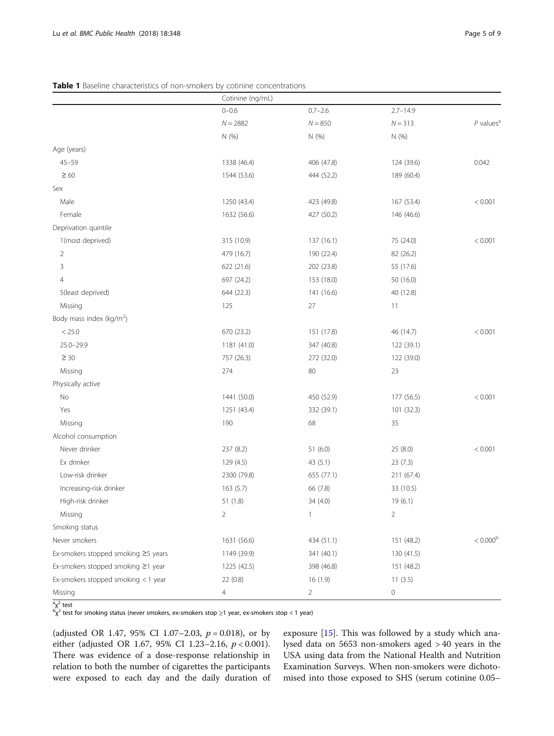**Table 1** Baseline characteristics of non-smokers by cotinine concentrations

| | Cotinine (ng/mL) | | | |
|---|---|---|---|---|
| | 0–0.6 | 0.7–2.6 | 2.7–14.9 | |
| | $N = 2882$ | $N = 850$ | $N = 313$ | *P* values[a] |
| | N (%) | N (%) | N (%) | |
| Age (years) | | | | |
| 45–59 | 1338 (46.4) | 406 (47.8) | 124 (39.6) | 0.042 |
| ≥ 60 | 1544 (53.6) | 444 (52.2) | 189 (60.4) | |
| Sex | | | | |
| Male | 1250 (43.4) | 423 (49.8) | 167 (53.4) | < 0.001 |
| Female | 1632 (56.6) | 427 (50.2) | 146 (46.6) | |
| Deprivation quintile | | | | |
| 1(most deprived) | 315 (10.9) | 137 (16.1) | 75 (24.0) | < 0.001 |
| 2 | 479 (16.7) | 190 (22.4) | 82 (26.2) | |
| 3 | 622 (21.6) | 202 (23.8) | 55 (17.6) | |
| 4 | 697 (24.2) | 153 (18.0) | 50 (16.0) | |
| 5(least deprived) | 644 (22.3) | 141 (16.6) | 40 (12.8) | |
| Missing | 125 | 27 | 11 | |
| Body mass index (kg/m$^2$) | | | | |
| < 25.0 | 670 (23.2) | 151 (17.8) | 46 (14.7) | < 0.001 |
| 25.0–29.9 | 1181 (41.0) | 347 (40.8) | 122 (39.1) | |
| ≥ 30 | 757 (26.3) | 272 (32.0) | 122 (39.0) | |
| Missing | 274 | 80 | 23 | |
| Physically active | | | | |
| No | 1441 (50.0) | 450 (52.9) | 177 (56.5) | < 0.001 |
| Yes | 1251 (43.4) | 332 (39.1) | 101 (32.3) | |
| Missing | 190 | 68 | 35 | |
| Alcohol consumption | | | | |
| Never drinker | 237 (8.2) | 51 (6.0) | 25 (8.0) | < 0.001 |
| Ex drinker | 129 (4.5) | 43 (5.1) | 23 (7.3) | |
| Low-risk drinker | 2300 (79.8) | 655 (77.1) | 211 (67.4) | |
| Increasing-risk drinker | 163 (5.7) | 66 (7.8) | 33 (10.5) | |
| High-risk drinker | 51 (1.8) | 34 (4.0) | 19 (6.1) | |
| Missing | 2 | 1 | 2 | |
| Smoking status | | | | |
| Never smokers | 1631 (56.6) | 434 (51.1) | 151 (48.2) | < 0.000[b] |
| Ex-smokers stopped smoking ≥5 years | 1149 (39.9) | 341 (40.1) | 130 (41.5) | |
| Ex-smokers stopped smoking ≥1 year | 1225 (42.5) | 398 (46.8) | 151 (48.2) | |
| Ex-smokers stopped smoking < 1 year | 22 (0.8) | 16 (1.9) | 11 (3.5) | |
| Missing | 4 | 2 | 0 | |

[a] $\chi^2$ test
[b] $\chi^2$ test for smoking status (never smokers, ex-smokers stop ≥1 year, ex-smokers stop < 1 year)

(adjusted OR 1.47, 95% CI 1.07–2.03, $p = 0.018$), or by either (adjusted OR 1.67, 95% CI 1.23–2.16, $p < 0.001$). There was evidence of a dose-response relationship in relation to both the number of cigarettes the participants were exposed to each day and the daily duration of exposure [15]. This was followed by a study which analysed data on 5653 non-smokers aged > 40 years in the USA using data from the National Health and Nutrition Examination Surveys. When non-smokers were dichotomised into those exposed to SHS (serum cotinine 0.05–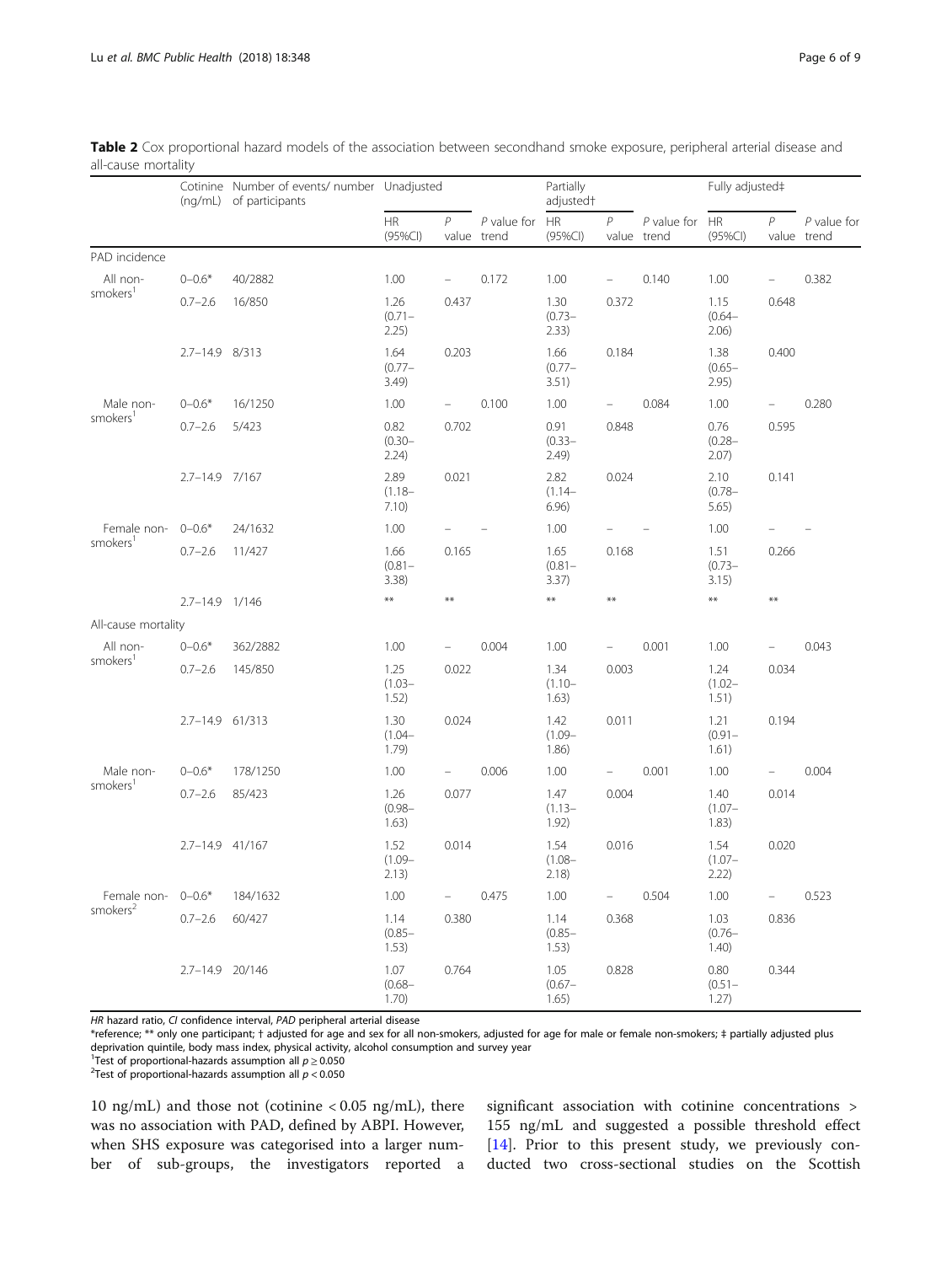**Table 2** Cox proportional hazard models of the association between secondhand smoke exposure, peripheral arterial disease and all-cause mortality

| | Cotinine (ng/mL) | Number of events/ number of participants | Unadjusted | | | Partially adjusted† | | | Fully adjusted‡ | | |
|---|---|---|---|---|---|---|---|---|---|---|---|
| | | | HR (95%CI) | P value | P value for trend | HR (95%CI) | P value | P value for trend | HR (95%CI) | P value | P value for trend |
| PAD incidence | | | | | | | | | | | |
| All non-smokers[1] | 0–0.6* | 40/2882 | 1.00 | – | 0.172 | 1.00 | – | 0.140 | 1.00 | – | 0.382 |
| | 0.7–2.6 | 16/850 | 1.26 (0.71–2.25) | 0.437 | | 1.30 (0.73–2.33) | 0.372 | | 1.15 (0.64–2.06) | 0.648 | |
| | 2.7–14.9 | 8/313 | 1.64 (0.77–3.49) | 0.203 | | 1.66 (0.77–3.51) | 0.184 | | 1.38 (0.65–2.95) | 0.400 | |
| Male non-smokers[1] | 0–0.6* | 16/1250 | 1.00 | – | 0.100 | 1.00 | – | 0.084 | 1.00 | – | 0.280 |
| | 0.7–2.6 | 5/423 | 0.82 (0.30–2.24) | 0.702 | | 0.91 (0.33–2.49) | 0.848 | | 0.76 (0.28–2.07) | 0.595 | |
| | 2.7–14.9 | 7/167 | 2.89 (1.18–7.10) | 0.021 | | 2.82 (1.14–6.96) | 0.024 | | 2.10 (0.78–5.65) | 0.141 | |
| Female non-smokers[1] | 0–0.6* | 24/1632 | 1.00 | – | – | 1.00 | – | – | 1.00 | – | – |
| | 0.7–2.6 | 11/427 | 1.66 (0.81–3.38) | 0.165 | | 1.65 (0.81–3.37) | 0.168 | | 1.51 (0.73–3.15) | 0.266 | |
| | 2.7–14.9 | 1/146 | ** | ** | | ** | ** | | ** | ** | |
| All-cause mortality | | | | | | | | | | | |
| All non-smokers[1] | 0–0.6* | 362/2882 | 1.00 | – | 0.004 | 1.00 | – | 0.001 | 1.00 | – | 0.043 |
| | 0.7–2.6 | 145/850 | 1.25 (1.03–1.52) | 0.022 | | 1.34 (1.10–1.63) | 0.003 | | 1.24 (1.02–1.51) | 0.034 | |
| | 2.7–14.9 | 61/313 | 1.30 (1.04–1.79) | 0.024 | | 1.42 (1.09–1.86) | 0.011 | | 1.21 (0.91–1.61) | 0.194 | |
| Male non-smokers[1] | 0–0.6* | 178/1250 | 1.00 | – | 0.006 | 1.00 | – | 0.001 | 1.00 | – | 0.004 |
| | 0.7–2.6 | 85/423 | 1.26 (0.98–1.63) | 0.077 | | 1.47 (1.13–1.92) | 0.004 | | 1.40 (1.07–1.83) | 0.014 | |
| | 2.7–14.9 | 41/167 | 1.52 (1.09–2.13) | 0.014 | | 1.54 (1.08–2.18) | 0.016 | | 1.54 (1.07–2.22) | 0.020 | |
| Female non-smokers[2] | 0–0.6* | 184/1632 | 1.00 | – | 0.475 | 1.00 | – | 0.504 | 1.00 | – | 0.523 |
| | 0.7–2.6 | 60/427 | 1.14 (0.85–1.53) | 0.380 | | 1.14 (0.85–1.53) | 0.368 | | 1.03 (0.76–1.40) | 0.836 | |
| | 2.7–14.9 | 20/146 | 1.07 (0.68–1.70) | 0.764 | | 1.05 (0.67–1.65) | 0.828 | | 0.80 (0.51–1.27) | 0.344 | |

*HR* hazard ratio, *CI* confidence interval, *PAD* peripheral arterial disease

*reference; ** only one participant; † adjusted for age and sex for all non-smokers, adjusted for age for male or female non-smokers; ‡ partially adjusted plus deprivation quintile, body mass index, physical activity, alcohol consumption and survey year

[1]Test of proportional-hazards assumption all $p \geq 0.050$

[2]Test of proportional-hazards assumption all $p < 0.050$

10 ng/mL) and those not (cotinine < 0.05 ng/mL), there was no association with PAD, defined by ABPI. However, when SHS exposure was categorised into a larger number of sub-groups, the investigators reported a significant association with cotinine concentrations > 155 ng/mL and suggested a possible threshold effect [14]. Prior to this present study, we previously conducted two cross-sectional studies on the Scottish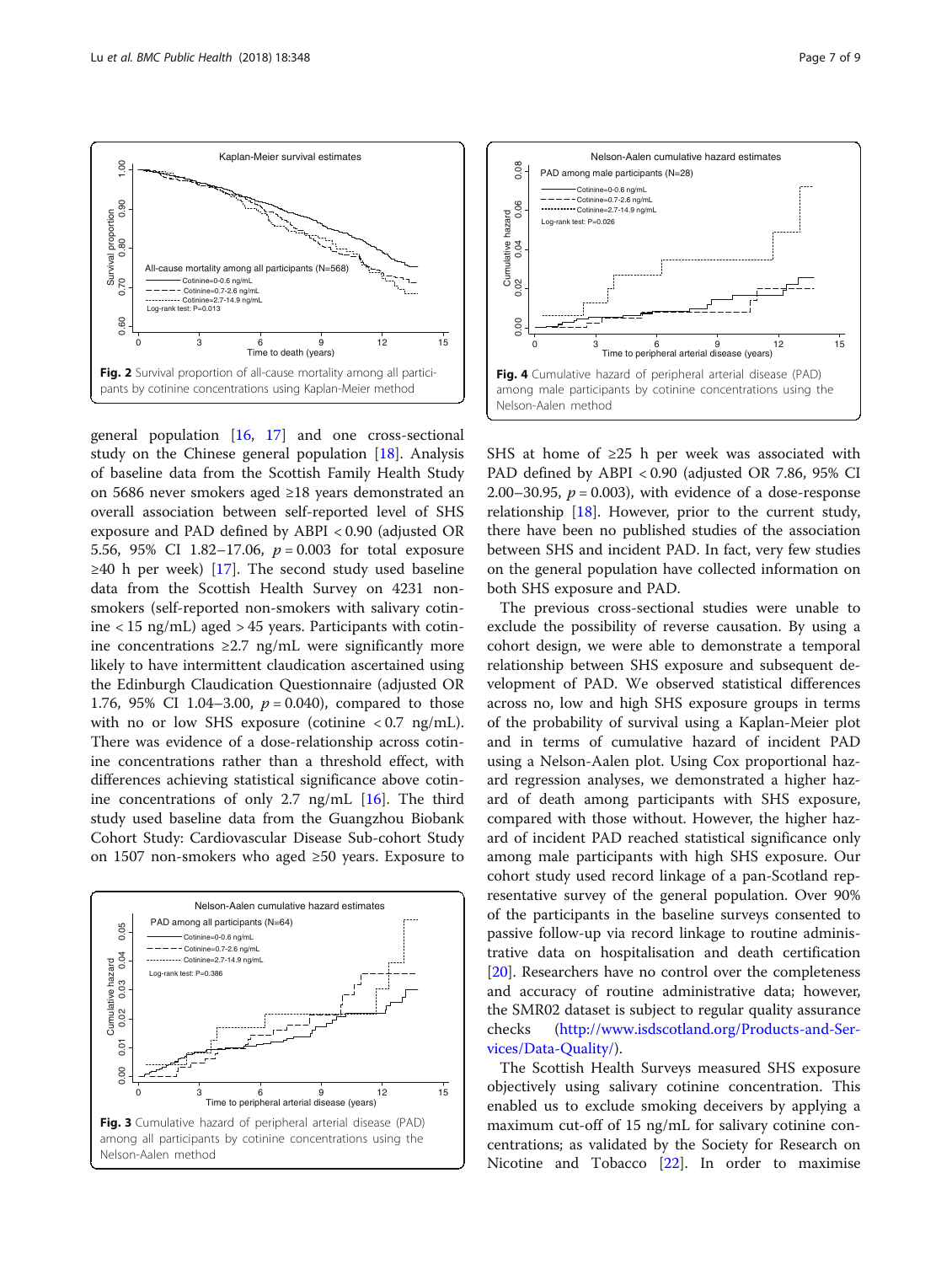Kaplan-Meier survival estimates

All-cause mortality among all participants (N=568)

Cotinine=0-0.6 ng/mL

Cotinine=0.7-2.6 ng/mL

Cotinine=2.7-14.9 ng/mL

Log-rank test: P=0.013

Survival proportion

Time to death (years)

**Fig. 2** Survival proportion of all-cause mortality among all participants by cotinine concentrations using Kaplan-Meier method

general population [16, 17] and one cross-sectional study on the Chinese general population [18]. Analysis of baseline data from the Scottish Family Health Study on 5686 never smokers aged ≥18 years demonstrated an overall association between self-reported level of SHS exposure and PAD defined by ABPI < 0.90 (adjusted OR 5.56, 95% CI 1.82–17.06, $p = 0.003$ for total exposure ≥40 h per week) [17]. The second study used baseline data from the Scottish Health Survey on 4231 non-smokers (self-reported non-smokers with salivary cotinine < 15 ng/mL) aged > 45 years. Participants with cotinine concentrations ≥2.7 ng/mL were significantly more likely to have intermittent claudication ascertained using the Edinburgh Claudication Questionnaire (adjusted OR 1.76, 95% CI 1.04–3.00, $p = 0.040$), compared to those with no or low SHS exposure (cotinine < 0.7 ng/mL). There was evidence of a dose-relationship across cotinine concentrations rather than a threshold effect, with differences achieving statistical significance above cotinine concentrations of only 2.7 ng/mL [16]. The third study used baseline data from the Guangzhou Biobank Cohort Study: Cardiovascular Disease Sub-cohort Study on 1507 non-smokers who aged ≥50 years. Exposure to

Nelson-Aalen cumulative hazard estimates

PAD among all participants (N=64)

Cotinine=0-0.6 ng/mL

Cotinine=0.7-2.6 ng/mL

Cotinine=2.7-14.9 ng/mL

Log-rank test: P=0.386

Cumulative hazard

Time to peripheral arterial disease (years)

**Fig. 3** Cumulative hazard of peripheral arterial disease (PAD) among all participants by cotinine concentrations using the Nelson-Aalen method

Nelson-Aalen cumulative hazard estimates

PAD among male participants (N=28)

Cotinine=0-0.6 ng/mL

Cotinine=0.7-2.6 ng/mL

Cotinine=2.7-14.9 ng/mL

Log-rank test: P=0.026

Cumulative hazard

Time to peripheral arterial disease (years)

**Fig. 4** Cumulative hazard of peripheral arterial disease (PAD) among male participants by cotinine concentrations using the Nelson-Aalen method

SHS at home of ≥25 h per week was associated with PAD defined by ABPI < 0.90 (adjusted OR 7.86, 95% CI 2.00–30.95, $p = 0.003$), with evidence of a dose-response relationship [18]. However, prior to the current study, there have been no published studies of the association between SHS and incident PAD. In fact, very few studies on the general population have collected information on both SHS exposure and PAD.

The previous cross-sectional studies were unable to exclude the possibility of reverse causation. By using a cohort design, we were able to demonstrate a temporal relationship between SHS exposure and subsequent development of PAD. We observed statistical differences across no, low and high SHS exposure groups in terms of the probability of survival using a Kaplan-Meier plot and in terms of cumulative hazard of incident PAD using a Nelson-Aalen plot. Using Cox proportional hazard regression analyses, we demonstrated a higher hazard of death among participants with SHS exposure, compared with those without. However, the higher hazard of incident PAD reached statistical significance only among male participants with high SHS exposure. Our cohort study used record linkage of a pan-Scotland representative survey of the general population. Over 90% of the participants in the baseline surveys consented to passive follow-up via record linkage to routine administrative data on hospitalisation and death certification [20]. Researchers have no control over the completeness and accuracy of routine administrative data; however, the SMR02 dataset is subject to regular quality assurance checks (http://www.isdscotland.org/Products-and-Services/Data-Quality/).

The Scottish Health Surveys measured SHS exposure objectively using salivary cotinine concentration. This enabled us to exclude smoking deceivers by applying a maximum cut-off of 15 ng/mL for salivary cotinine concentrations; as validated by the Society for Research on Nicotine and Tobacco [22]. In order to maximise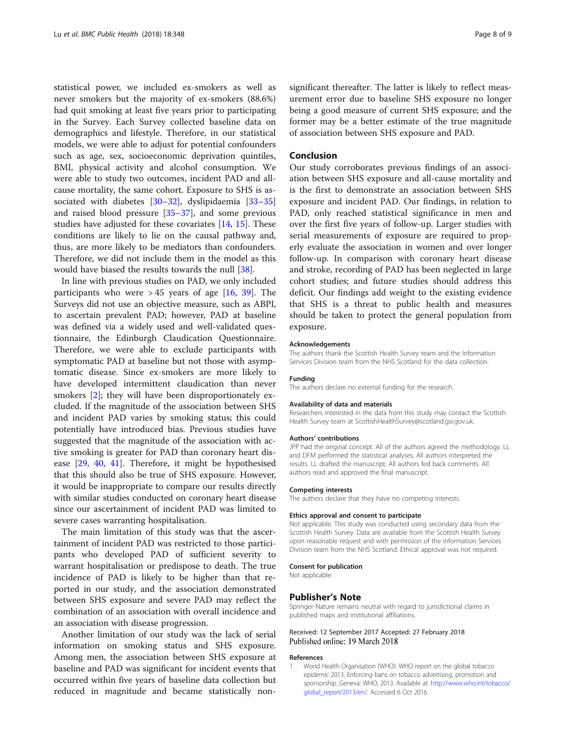statistical power, we included ex-smokers as well as never smokers but the majority of ex-smokers (88.6%) had quit smoking at least five years prior to participating in the Survey. Each Survey collected baseline data on demographics and lifestyle. Therefore, in our statistical models, we were able to adjust for potential confounders such as age, sex, socioeconomic deprivation quintiles, BMI, physical activity and alcohol consumption. We were able to study two outcomes, incident PAD and all-cause mortality, the same cohort. Exposure to SHS is associated with diabetes [30–32], dyslipidaemia [33–35] and raised blood pressure [35–37], and some previous studies have adjusted for these covariates [14, 15]. These conditions are likely to lie on the causal pathway and, thus, are more likely to be mediators than confounders. Therefore, we did not include them in the model as this would have biased the results towards the null [38].

In line with previous studies on PAD, we only included participants who were > 45 years of age [16, 39]. The Surveys did not use an objective measure, such as ABPI, to ascertain prevalent PAD; however, PAD at baseline was defined via a widely used and well-validated questionnaire, the Edinburgh Claudication Questionnaire. Therefore, we were able to exclude participants with symptomatic PAD at baseline but not those with asymptomatic disease. Since ex-smokers are more likely to have developed intermittent claudication than never smokers [2]; they will have been disproportionately excluded. If the magnitude of the association between SHS and incident PAD varies by smoking status; this could potentially have introduced bias. Previous studies have suggested that the magnitude of the association with active smoking is greater for PAD than coronary heart disease [29, 40, 41]. Therefore, it might be hypothesised that this should also be true of SHS exposure. However, it would be inappropriate to compare our results directly with similar studies conducted on coronary heart disease since our ascertainment of incident PAD was limited to severe cases warranting hospitalisation.

The main limitation of this study was that the ascertainment of incident PAD was restricted to those participants who developed PAD of sufficient severity to warrant hospitalisation or predispose to death. The true incidence of PAD is likely to be higher than that reported in our study, and the association demonstrated between SHS exposure and severe PAD may reflect the combination of an association with overall incidence and an association with disease progression.

Another limitation of our study was the lack of serial information on smoking status and SHS exposure. Among men, the association between SHS exposure at baseline and PAD was significant for incident events that occurred within five years of baseline data collection but reduced in magnitude and became statistically non-significant thereafter. The latter is likely to reflect measurement error due to baseline SHS exposure no longer being a good measure of current SHS exposure; and the former may be a better estimate of the true magnitude of association between SHS exposure and PAD.

## Conclusion

Our study corroborates previous findings of an association between SHS exposure and all-cause mortality and is the first to demonstrate an association between SHS exposure and incident PAD. Our findings, in relation to PAD, only reached statistical significance in men and over the first five years of follow-up. Larger studies with serial measurements of exposure are required to properly evaluate the association in women and over longer follow-up. In comparison with coronary heart disease and stroke, recording of PAD has been neglected in large cohort studies; and future studies should address this deficit. Our findings add weight to the existing evidence that SHS is a threat to public health and measures should be taken to protect the general population from exposure.

#### Acknowledgements

The authors thank the Scottish Health Survey team and the Information Services Division team from the NHS Scotland for the data collection.

#### Funding

The authors declare no external funding for the research.

#### Availability of data and materials

Researchers interested in the data from this study may contact the Scottish Health Survey team at ScottishHealthSurvey@scotland.gsi.gov.uk.

#### Authors' contributions

JPP had the original concept. All of the authors agreed the methodology. LL and DFM performed the statistical analyses. All authors interpreted the results. LL drafted the manuscript. All authors fed back comments. All authors read and approved the final manuscript.

#### Competing interests

The authors declare that they have no competing interests.

#### Ethics approval and consent to participate

Not applicable. This study was conducted using secondary data from the Scottish Health Survey. Data are available from the Scottish Health Survey upon reasonable request and with permission of the Information Services Division team from the NHS Scotland. Ethical approval was not required.

#### Consent for publication

Not applicable.

## Publisher's Note

Springer Nature remains neutral with regard to jurisdictional claims in published maps and institutional affiliations.

Received: 12 September 2017 Accepted: 27 February 2018
Published online: 19 March 2018

#### References

1. World Health Organisation (WHO): WHO report on the global tobacco epidemic 2013. Enforcing bans on tobacco advertising, promotion and sponsorship. Geneva: WHO; 2013. Available at: http://www.who.int/tobacco/global_report/2013/en/. Accessed 6 Oct 2016.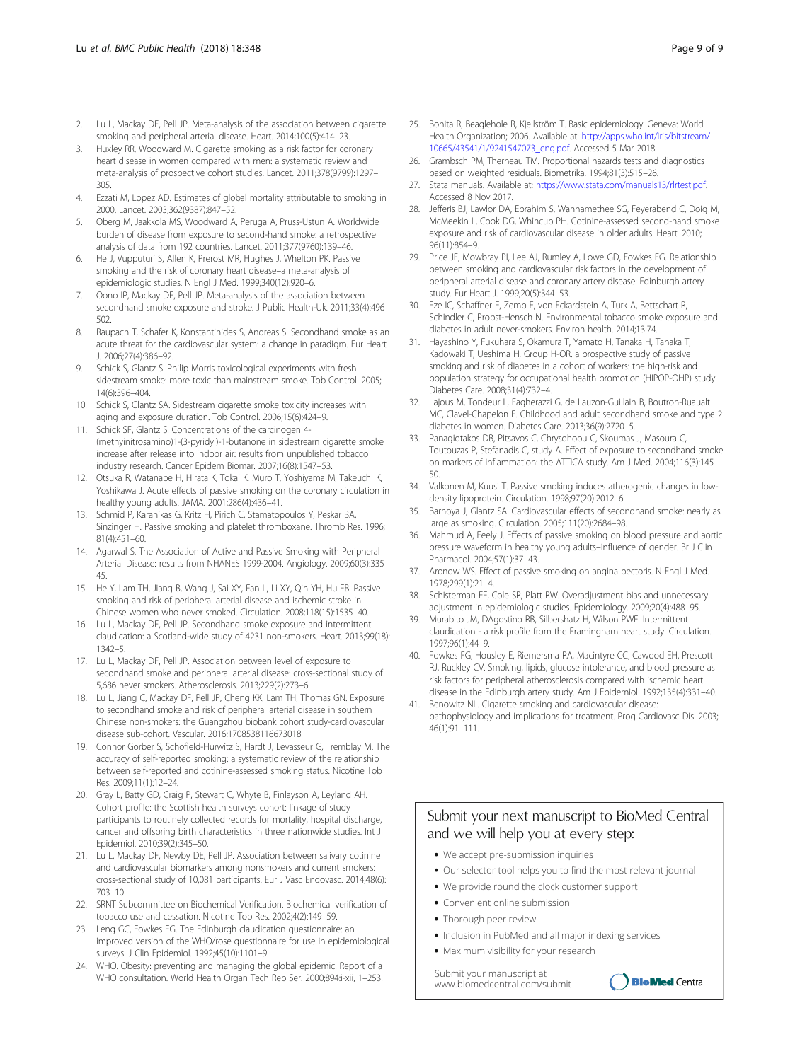2. Lu L, Mackay DF, Pell JP. Meta-analysis of the association between cigarette smoking and peripheral arterial disease. Heart. 2014;100(5):414–23.
3. Huxley RR, Woodward M. Cigarette smoking as a risk factor for coronary heart disease in women compared with men: a systematic review and meta-analysis of prospective cohort studies. Lancet. 2011;378(9799):1297–305.
4. Ezzati M, Lopez AD. Estimates of global mortality attributable to smoking in 2000. Lancet. 2003;362(9387):847–52.
5. Oberg M, Jaakkola MS, Woodward A, Peruga A, Pruss-Ustun A. Worldwide burden of disease from exposure to second-hand smoke: a retrospective analysis of data from 192 countries. Lancet. 2011;377(9760):139–46.
6. He J, Vupputuri S, Allen K, Prerost MR, Hughes J, Whelton PK. Passive smoking and the risk of coronary heart disease–a meta-analysis of epidemiologic studies. N Engl J Med. 1999;340(12):920–6.
7. Oono IP, Mackay DF, Pell JP. Meta-analysis of the association between secondhand smoke exposure and stroke. J Public Health-Uk. 2011;33(4):496–502.
8. Raupach T, Schafer K, Konstantinides S, Andreas S. Secondhand smoke as an acute threat for the cardiovascular system: a change in paradigm. Eur Heart J. 2006;27(4):386–92.
9. Schick S, Glantz S. Philip Morris toxicological experiments with fresh sidestream smoke: more toxic than mainstream smoke. Tob Control. 2005; 14(6):396–404.
10. Schick S, Glantz SA. Sidestream cigarette smoke toxicity increases with aging and exposure duration. Tob Control. 2006;15(6):424–9.
11. Schick SF, Glantz S. Concentrations of the carcinogen 4-(methylnitrosamino)1-(3-pyridyl)-1-butanone in sidestream cigarette smoke increase after release into indoor air: results from unpublished tobacco industry research. Cancer Epidem Biomar. 2007;16(8):1547–53.
12. Otsuka R, Watanabe H, Hirata K, Tokai K, Muro T, Yoshiyama M, Takeuchi K, Yoshikawa J. Acute effects of passive smoking on the coronary circulation in healthy young adults. JAMA. 2001;286(4):436–41.
13. Schmid P, Karanikas G, Kritz H, Pirich C, Stamatopoulos Y, Peskar BA, Sinzinger H. Passive smoking and platelet thromboxane. Thromb Res. 1996; 81(4):451–60.
14. Agarwal S. The Association of Active and Passive Smoking with Peripheral Arterial Disease: results from NHANES 1999-2004. Angiology. 2009;60(3):335–45.
15. He Y, Lam TH, Jiang B, Wang J, Sai XY, Fan L, Li XY, Qin YH, Hu FB. Passive smoking and risk of peripheral arterial disease and ischemic stroke in Chinese women who never smoked. Circulation. 2008;118(15):1535–40.
16. Lu L, Mackay DF, Pell JP. Secondhand smoke exposure and intermittent claudication: a Scotland-wide study of 4231 non-smokers. Heart. 2013;99(18): 1342–5.
17. Lu L, Mackay DF, Pell JP. Association between level of exposure to secondhand smoke and peripheral arterial disease: cross-sectional study of 5,686 never smokers. Atherosclerosis. 2013;229(2):273–6.
18. Lu L, Jiang C, Mackay DF, Pell JP, Cheng KK, Lam TH, Thomas GN. Exposure to secondhand smoke and risk of peripheral arterial disease in southern Chinese non-smokers: the Guangzhou biobank cohort study-cardiovascular disease sub-cohort. Vascular. 2016;1708538116673018
19. Connor Gorber S, Schofield-Hurwitz S, Hardt J, Levasseur G, Tremblay M. The accuracy of self-reported smoking: a systematic review of the relationship between self-reported and cotinine-assessed smoking status. Nicotine Tob Res. 2009;11(1):12–24.
20. Gray L, Batty GD, Craig P, Stewart C, Whyte B, Finlayson A, Leyland AH. Cohort profile: the Scottish health surveys cohort: linkage of study participants to routinely collected records for mortality, hospital discharge, cancer and offspring birth characteristics in three nationwide studies. Int J Epidemiol. 2010;39(2):345–50.
21. Lu L, Mackay DF, Newby DE, Pell JP. Association between salivary cotinine and cardiovascular biomarkers among nonsmokers and current smokers: cross-sectional study of 10,081 participants. Eur J Vasc Endovasc. 2014;48(6): 703–10.
22. SRNT Subcommittee on Biochemical Verification. Biochemical verification of tobacco use and cessation. Nicotine Tob Res. 2002;4(2):149–59.
23. Leng GC, Fowkes FG. The Edinburgh claudication questionnaire: an improved version of the WHO/rose questionnaire for use in epidemiological surveys. J Clin Epidemiol. 1992;45(10):1101–9.
24. WHO. Obesity: preventing and managing the global epidemic. Report of a WHO consultation. World Health Organ Tech Rep Ser. 2000;894:i-xii, 1–253.
25. Bonita R, Beaglehole R, Kjellström T. Basic epidemiology. Geneva: World Health Organization; 2006. Available at: http://apps.who.int/iris/bitstream/10665/43541/1/9241547073_eng.pdf. Accessed 5 Mar 2018.
26. Grambsch PM, Therneau TM. Proportional hazards tests and diagnostics based on weighted residuals. Biometrika. 1994;81(3):515–26.
27. Stata manuals. Available at: https://www.stata.com/manuals13/rlrtest.pdf. Accessed 8 Nov 2017.
28. Jefferis BJ, Lawlor DA, Ebrahim S, Wannamethee SG, Feyerabend C, Doig M, McMeekin L, Cook DG, Whincup PH. Cotinine-assessed second-hand smoke exposure and risk of cardiovascular disease in older adults. Heart. 2010; 96(11):854–9.
29. Price JF, Mowbray PI, Lee AJ, Rumley A, Lowe GD, Fowkes FG. Relationship between smoking and cardiovascular risk factors in the development of peripheral arterial disease and coronary artery disease: Edinburgh artery study. Eur Heart J. 1999;20(5):344–53.
30. Eze IC, Schaffner E, Zemp E, von Eckardstein A, Turk A, Bettschart R, Schindler C, Probst-Hensch N. Environmental tobacco smoke exposure and diabetes in adult never-smokers. Environ health. 2014;13:74.
31. Hayashino Y, Fukuhara S, Okamura T, Yamato H, Tanaka H, Tanaka T, Kadowaki T, Ueshima H, Group H-OR. a prospective study of passive smoking and risk of diabetes in a cohort of workers: the high-risk and population strategy for occupational health promotion (HIPOP-OHP) study. Diabetes Care. 2008;31(4):732–4.
32. Lajous M, Tondeur L, Fagherazzi G, de Lauzon-Guillain B, Boutron-Ruaualt MC, Clavel-Chapelon F. Childhood and adult secondhand smoke and type 2 diabetes in women. Diabetes Care. 2013;36(9):2720–5.
33. Panagiotakos DB, Pitsavos C, Chrysohoou C, Skoumas J, Masoura C, Toutouzas P, Stefanadis C, study A. Effect of exposure to secondhand smoke on markers of inflammation: the ATTICA study. Am J Med. 2004;116(3):145–50.
34. Valkonen M, Kuusi T. Passive smoking induces atherogenic changes in low-density lipoprotein. Circulation. 1998;97(20):2012–6.
35. Barnoya J, Glantz SA. Cardiovascular effects of secondhand smoke: nearly as large as smoking. Circulation. 2005;111(20):2684–98.
36. Mahmud A, Feely J. Effects of passive smoking on blood pressure and aortic pressure waveform in healthy young adults–influence of gender. Br J Clin Pharmacol. 2004;57(1):37–43.
37. Aronow WS. Effect of passive smoking on angina pectoris. N Engl J Med. 1978;299(1):21–4.
38. Schisterman EF, Cole SR, Platt RW. Overadjustment bias and unnecessary adjustment in epidemiologic studies. Epidemiology. 2009;20(4):488–95.
39. Murabito JM, DAgostino RB, Silbershatz H, Wilson PWF. Intermittent claudication - a risk profile from the Framingham heart study. Circulation. 1997;96(1):44–9.
40. Fowkes FG, Housley E, Riemersma RA, Macintyre CC, Cawood EH, Prescott RJ, Ruckley CV. Smoking, lipids, glucose intolerance, and blood pressure as risk factors for peripheral atherosclerosis compared with ischemic heart disease in the Edinburgh artery study. Am J Epidemiol. 1992;135(4):331–40.
41. Benowitz NL. Cigarette smoking and cardiovascular disease: pathophysiology and implications for treatment. Prog Cardiovasc Dis. 2003; 46(1):91–111.

Submit your next manuscript to BioMed Central and we will help you at every step:

- We accept pre-submission inquiries
- Our selector tool helps you to find the most relevant journal
- We provide round the clock customer support
- Convenient online submission
- Thorough peer review
- Inclusion in PubMed and all major indexing services
- Maximum visibility for your research

Submit your manuscript at www.biomedcentral.com/submit

BioMed Central